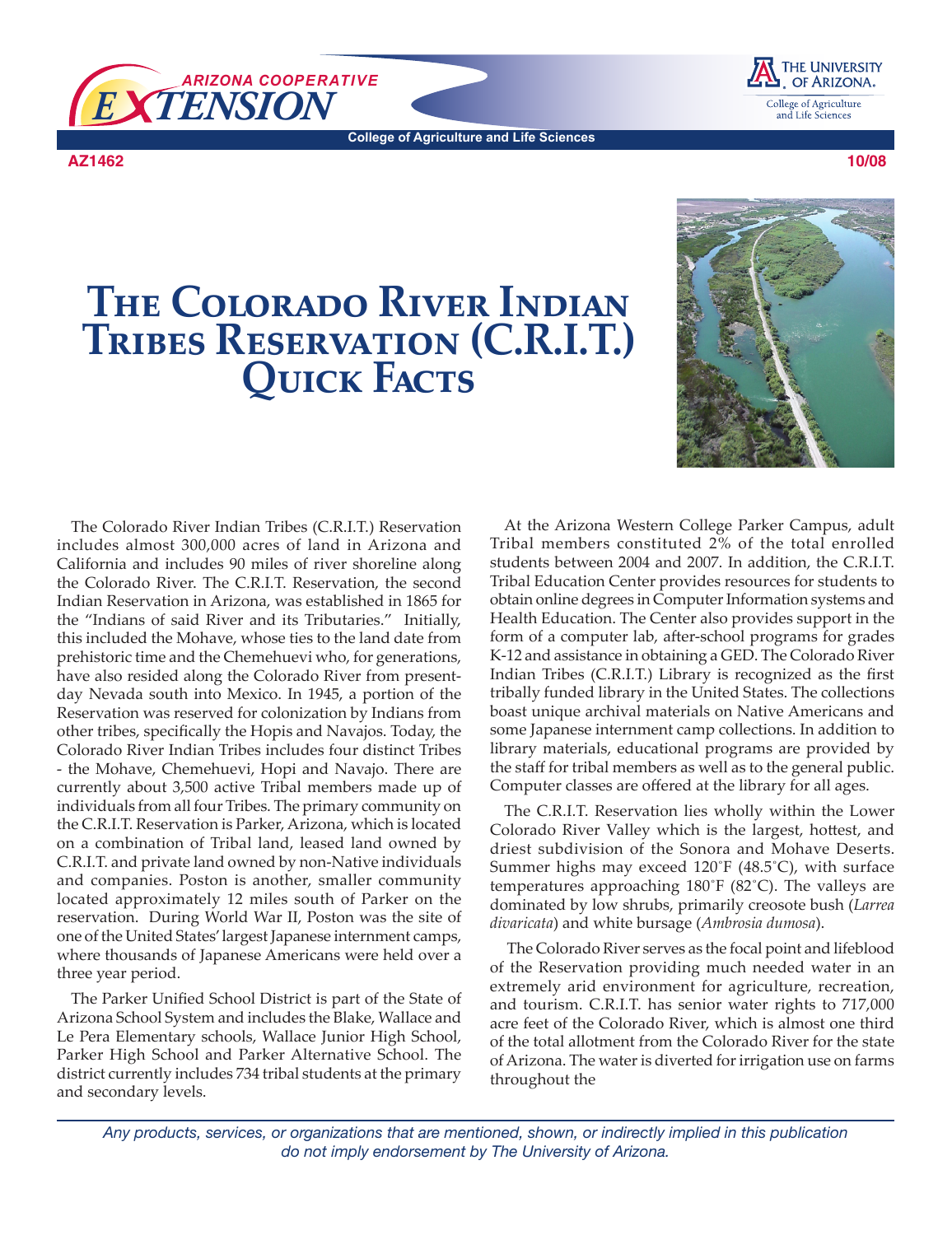AZ1462 10/08

# The Colorado River Indian Tribes Reservation (C.R.I.T.) Quick Facts

The Colorado River Indian Tribes (C.R.I.T.) Reservation includes almost 300,000 acres of land in Arizona and California and includes 90 miles of river shoreline along the Colorado River. The C.R.I.T. Reservation, the second Indian Reservation in Arizona, was established in 1865 for the "Indians of said River and its Tributaries." Initially, this included the Mohave, whose ties to the land date from prehistoric time and the Chemehuevi who, for generations, have also resided along the Colorado River from present-day Nevada south into Mexico. In 1945, a portion of the Reservation was reserved for colonization by Indians from other tribes, specifically the Hopis and Navajos. Today, the Colorado River Indian Tribes includes four distinct Tribes - the Mohave, Chemehuevi, Hopi and Navajo. There are currently about 3,500 active Tribal members made up of individuals from all four Tribes. The primary community on the C.R.I.T. Reservation is Parker, Arizona, which is located on a combination of Tribal land, leased land owned by C.R.I.T. and private land owned by non-Native individuals and companies. Poston is another, smaller community located approximately 12 miles south of Parker on the reservation. During World War II, Poston was the site of one of the United States' largest Japanese internment camps, where thousands of Japanese Americans were held over a three year period.

The Parker Unified School District is part of the State of Arizona School System and includes the Blake, Wallace and Le Pera Elementary schools, Wallace Junior High School, Parker High School and Parker Alternative School. The district currently includes 734 tribal students at the primary and secondary levels.

At the Arizona Western College Parker Campus, adult Tribal members constituted 2% of the total enrolled students between 2004 and 2007. In addition, the C.R.I.T. Tribal Education Center provides resources for students to obtain online degrees in Computer Information systems and Health Education. The Center also provides support in the form of a computer lab, after-school programs for grades K-12 and assistance in obtaining a GED. The Colorado River Indian Tribes (C.R.I.T.) Library is recognized as the first tribally funded library in the United States. The collections boast unique archival materials on Native Americans and some Japanese internment camp collections. In addition to library materials, educational programs are provided by the staff for tribal members as well as to the general public. Computer classes are offered at the library for all ages.

The C.R.I.T. Reservation lies wholly within the Lower Colorado River Valley which is the largest, hottest, and driest subdivision of the Sonora and Mohave Deserts. Summer highs may exceed 120˚F (48.5˚C), with surface temperatures approaching 180˚F (82˚C). The valleys are dominated by low shrubs, primarily creosote bush (*Larrea divaricata*) and white bursage (*Ambrosia dumosa*).

The Colorado River serves as the focal point and lifeblood of the Reservation providing much needed water in an extremely arid environment for agriculture, recreation, and tourism. C.R.I.T. has senior water rights to 717,000 acre feet of the Colorado River, which is almost one third of the total allotment from the Colorado River for the state of Arizona. The water is diverted for irrigation use on farms throughout the

*Any products, services, or organizations that are mentioned, shown, or indirectly implied in this publication do not imply endorsement by The University of Arizona.*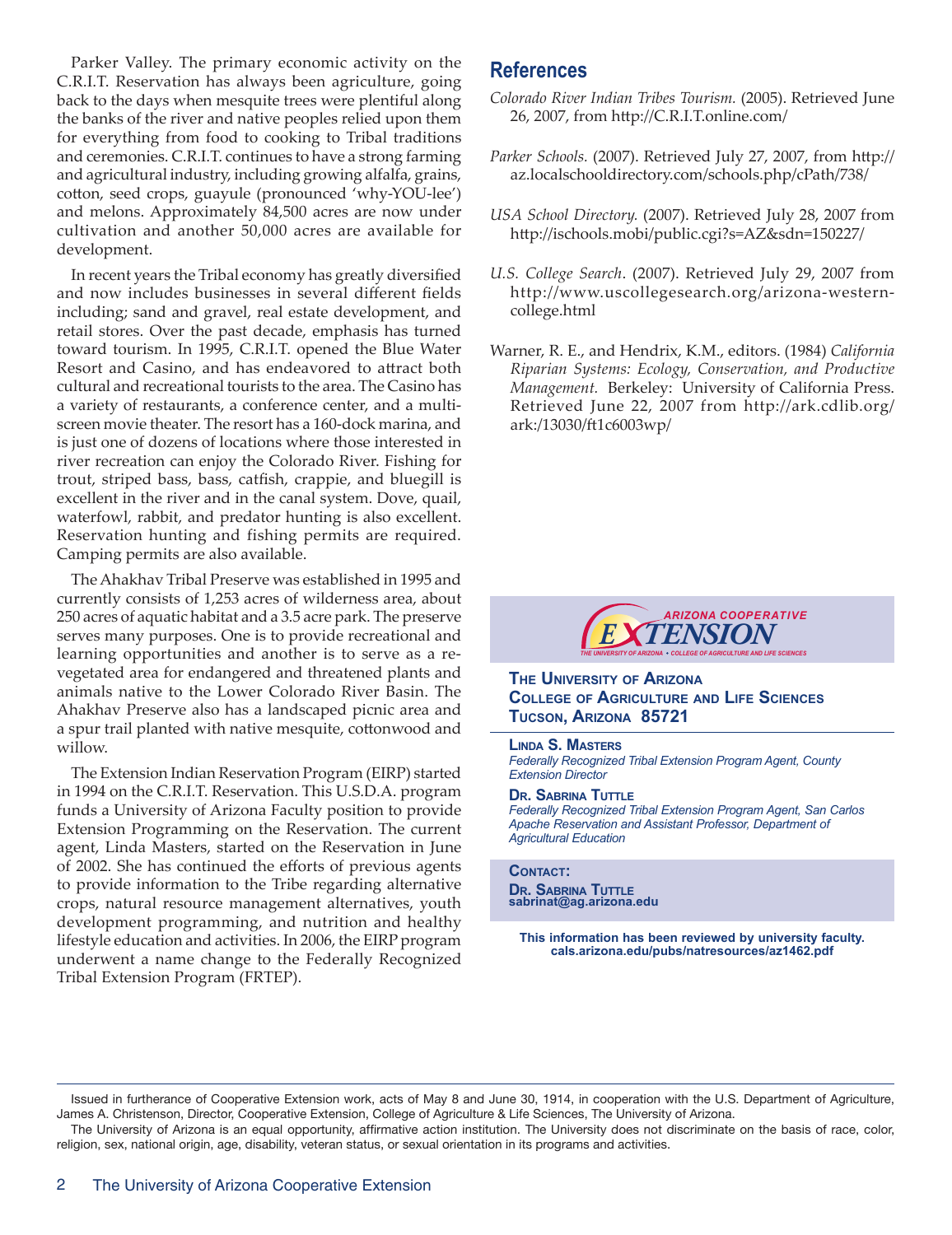Parker Valley. The primary economic activity on the C.R.I.T. Reservation has always been agriculture, going back to the days when mesquite trees were plentiful along the banks of the river and native peoples relied upon them for everything from food to cooking to Tribal traditions and ceremonies. C.R.I.T. continues to have a strong farming and agricultural industry, including growing alfalfa, grains, cotton, seed crops, guayule (pronounced 'why-YOU-lee') and melons. Approximately 84,500 acres are now under cultivation and another 50,000 acres are available for development.

In recent years the Tribal economy has greatly diversified and now includes businesses in several different fields including; sand and gravel, real estate development, and retail stores. Over the past decade, emphasis has turned toward tourism. In 1995, C.R.I.T. opened the Blue Water Resort and Casino, and has endeavored to attract both cultural and recreational tourists to the area. The Casino has a variety of restaurants, a conference center, and a multi-screen movie theater. The resort has a 160-dock marina, and is just one of dozens of locations where those interested in river recreation can enjoy the Colorado River. Fishing for trout, striped bass, bass, catfish, crappie, and bluegill is excellent in the river and in the canal system. Dove, quail, waterfowl, rabbit, and predator hunting is also excellent. Reservation hunting and fishing permits are required. Camping permits are also available.

The Ahakhav Tribal Preserve was established in 1995 and currently consists of 1,253 acres of wilderness area, about 250 acres of aquatic habitat and a 3.5 acre park. The preserve serves many purposes. One is to provide recreational and learning opportunities and another is to serve as a re-vegetated area for endangered and threatened plants and animals native to the Lower Colorado River Basin. The Ahakhav Preserve also has a landscaped picnic area and a spur trail planted with native mesquite, cottonwood and willow.

The Extension Indian Reservation Program (EIRP) started in 1994 on the C.R.I.T. Reservation. This U.S.D.A. program funds a University of Arizona Faculty position to provide Extension Programming on the Reservation. The current agent, Linda Masters, started on the Reservation in June of 2002. She has continued the efforts of previous agents to provide information to the Tribe regarding alternative crops, natural resource management alternatives, youth development programming, and nutrition and healthy lifestyle education and activities. In 2006, the EIRP program underwent a name change to the Federally Recognized Tribal Extension Program (FRTEP).

## References

*Colorado River Indian Tribes Tourism.* (2005). Retrieved June 26, 2007, from http://C.R.I.T.online.com/

*Parker Schools.* (2007). Retrieved July 27, 2007, from http://az.localschooldirectory.com/schools.php/cPath/738/

*USA School Directory.* (2007). Retrieved July 28, 2007 from http://ischools.mobi/public.cgi?s=AZ&sdn=150227/

*U.S. College Search*. (2007). Retrieved July 29, 2007 from http://www.uscollegesearch.org/arizona-western-college.html

Warner, R. E., and Hendrix, K.M., editors. (1984) *California Riparian Systems: Ecology, Conservation, and Productive Management.* Berkeley: University of California Press. Retrieved June 22, 2007 from http://ark.cdlib.org/ark:/13030/ft1c6003wp/

ARIZONA COOPERATIVE EXTENSION
THE UNIVERSITY OF ARIZONA • COLLEGE OF AGRICULTURE AND LIFE SCIENCES

**The University of Arizona**
**College of Agriculture and Life Sciences**
**Tucson, Arizona 85721**

**Linda S. Masters**
*Federally Recognized Tribal Extension Program Agent, County Extension Director*

**Dr. Sabrina Tuttle**
*Federally Recognized Tribal Extension Program Agent, San Carlos Apache Reservation and Assistant Professor, Department of Agricultural Education*

**Contact:**
**Dr. Sabrina Tuttle**
**sabrinat@ag.arizona.edu**

**This information has been reviewed by university faculty.**
**cals.arizona.edu/pubs/natresources/az1462.pdf**

Issued in furtherance of Cooperative Extension work, acts of May 8 and June 30, 1914, in cooperation with the U.S. Department of Agriculture, James A. Christenson, Director, Cooperative Extension, College of Agriculture & Life Sciences, The University of Arizona.

The University of Arizona is an equal opportunity, affirmative action institution. The University does not discriminate on the basis of race, color, religion, sex, national origin, age, disability, veteran status, or sexual orientation in its programs and activities.